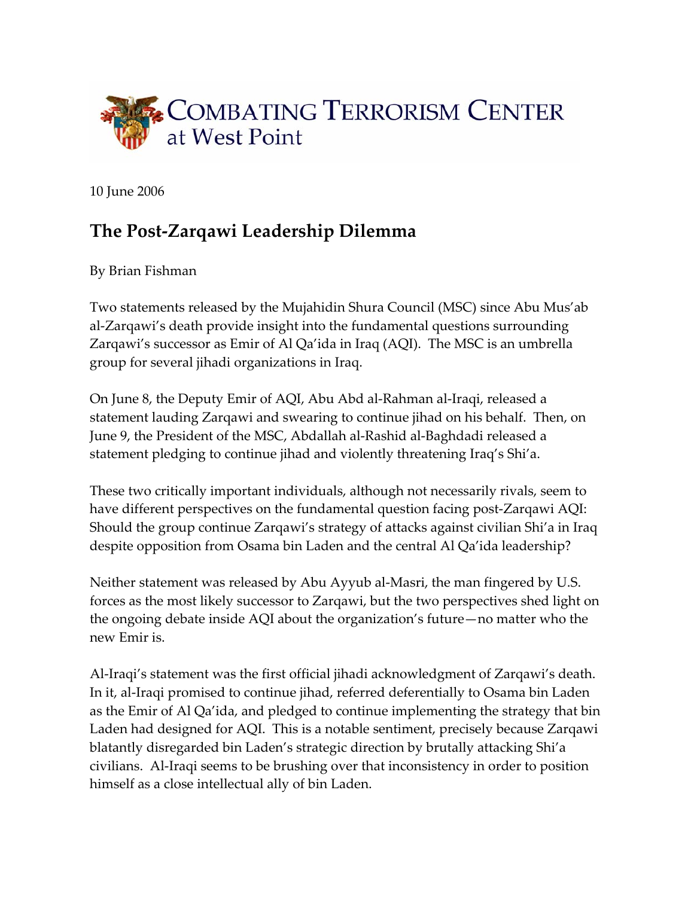COMBATING TERRORISM CENTER at West Point

10 June 2006

# The Post-Zarqawi Leadership Dilemma

By Brian Fishman

Two statements released by the Mujahidin Shura Council (MSC) since Abu Mus'ab al-Zarqawi's death provide insight into the fundamental questions surrounding Zarqawi's successor as Emir of Al Qa'ida in Iraq (AQI). The MSC is an umbrella group for several jihadi organizations in Iraq.

On June 8, the Deputy Emir of AQI, Abu Abd al-Rahman al-Iraqi, released a statement lauding Zarqawi and swearing to continue jihad on his behalf. Then, on June 9, the President of the MSC, Abdallah al-Rashid al-Baghdadi released a statement pledging to continue jihad and violently threatening Iraq's Shi'a.

These two critically important individuals, although not necessarily rivals, seem to have different perspectives on the fundamental question facing post-Zarqawi AQI: Should the group continue Zarqawi's strategy of attacks against civilian Shi'a in Iraq despite opposition from Osama bin Laden and the central Al Qa'ida leadership?

Neither statement was released by Abu Ayyub al-Masri, the man fingered by U.S. forces as the most likely successor to Zarqawi, but the two perspectives shed light on the ongoing debate inside AQI about the organization's future—no matter who the new Emir is.

Al-Iraqi's statement was the first official jihadi acknowledgment of Zarqawi's death. In it, al-Iraqi promised to continue jihad, referred deferentially to Osama bin Laden as the Emir of Al Qa'ida, and pledged to continue implementing the strategy that bin Laden had designed for AQI. This is a notable sentiment, precisely because Zarqawi blatantly disregarded bin Laden's strategic direction by brutally attacking Shi'a civilians. Al-Iraqi seems to be brushing over that inconsistency in order to position himself as a close intellectual ally of bin Laden.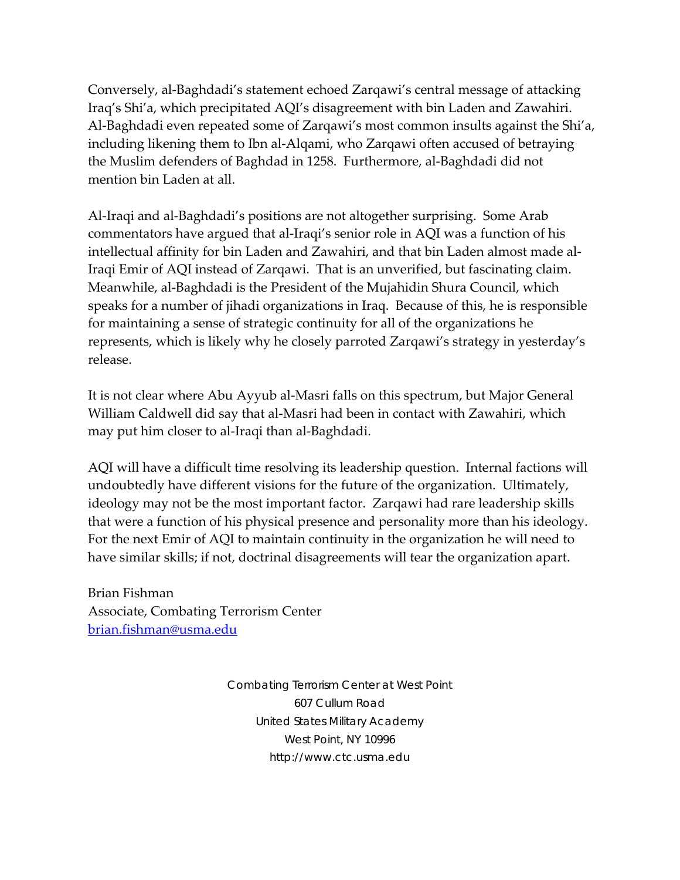Conversely, al-Baghdadi's statement echoed Zarqawi's central message of attacking Iraq's Shi'a, which precipitated AQI's disagreement with bin Laden and Zawahiri. Al-Baghdadi even repeated some of Zarqawi's most common insults against the Shi'a, including likening them to Ibn al-Alqami, who Zarqawi often accused of betraying the Muslim defenders of Baghdad in 1258. Furthermore, al-Baghdadi did not mention bin Laden at all.

Al-Iraqi and al-Baghdadi's positions are not altogether surprising. Some Arab commentators have argued that al-Iraqi's senior role in AQI was a function of his intellectual affinity for bin Laden and Zawahiri, and that bin Laden almost made al-Iraqi Emir of AQI instead of Zarqawi. That is an unverified, but fascinating claim. Meanwhile, al-Baghdadi is the President of the Mujahidin Shura Council, which speaks for a number of jihadi organizations in Iraq. Because of this, he is responsible for maintaining a sense of strategic continuity for all of the organizations he represents, which is likely why he closely parroted Zarqawi's strategy in yesterday's release.

It is not clear where Abu Ayyub al-Masri falls on this spectrum, but Major General William Caldwell did say that al-Masri had been in contact with Zawahiri, which may put him closer to al-Iraqi than al-Baghdadi.

AQI will have a difficult time resolving its leadership question. Internal factions will undoubtedly have different visions for the future of the organization. Ultimately, ideology may not be the most important factor. Zarqawi had rare leadership skills that were a function of his physical presence and personality more than his ideology. For the next Emir of AQI to maintain continuity in the organization he will need to have similar skills; if not, doctrinal disagreements will tear the organization apart.

Brian Fishman
Associate, Combating Terrorism Center
brian.fishman@usma.edu

Combating Terrorism Center at West Point
607 Cullum Road
United States Military Academy
West Point, NY 10996
http://www.ctc.usma.edu